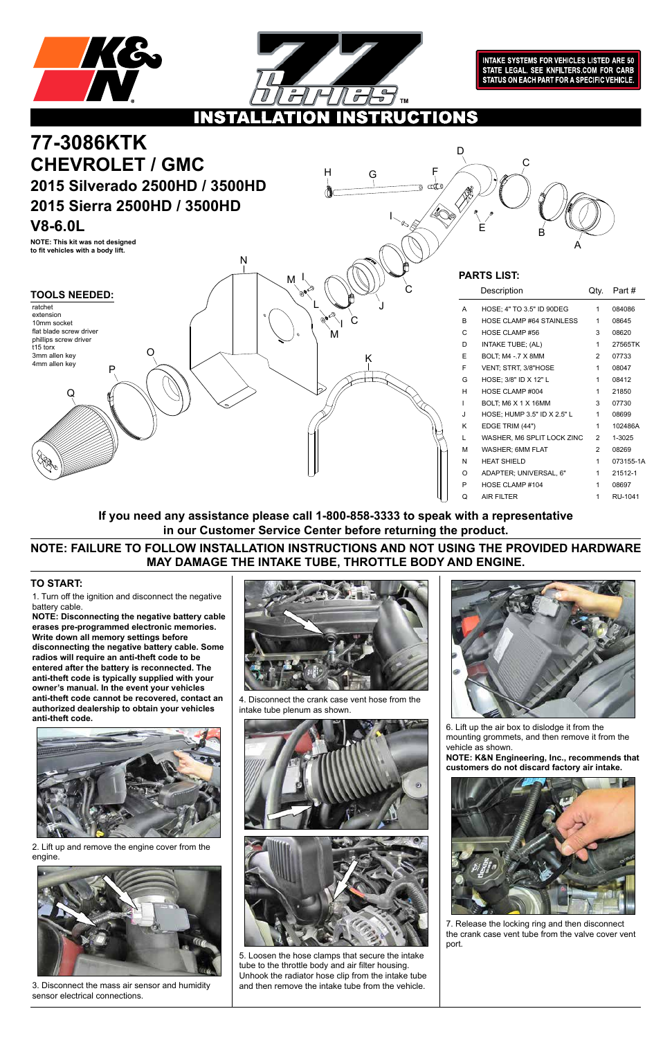INTAKE SYSTEMS FOR VEHICLES LISTED ARE 50 STATE LEGAL. SEE KNFILTERS.COM FOR CARB STATUS ON EACH PART FOR A SPECIFIC VEHICLE.

# INSTALLATION INSTRUCTIONS

# 77-3086KTK

## CHEVROLET / GMC

### 2015 Silverado 2500HD / 3500HD
### 2015 Sierra 2500HD / 3500HD
### V8-6.0L

**NOTE: This kit was not designed to fit vehicles with a body lift.**

### TOOLS NEEDED:

- ratchet
- extension
- 10mm socket
- flat blade screw driver
- phillips screw driver
- t15 torx
- 3mm allen key
- 4mm allen key

### PARTS LIST:

| | Description | Qty. | Part # |
|---|---|---|---|
| A | HOSE; 4" TO 3.5" ID 90DEG | 1 | 084086 |
| B | HOSE CLAMP #64 STAINLESS | 1 | 08645 |
| C | HOSE CLAMP #56 | 3 | 08620 |
| D | INTAKE TUBE; (AL) | 1 | 27565TK |
| E | BOLT; M4 -.7 X 8MM | 2 | 07733 |
| F | VENT; STRT, 3/8"HOSE | 1 | 08047 |
| G | HOSE; 3/8" ID X 12" L | 1 | 08412 |
| H | HOSE CLAMP #004 | 1 | 21850 |
| I | BOLT; M6 X 1 X 16MM | 3 | 07730 |
| J | HOSE; HUMP 3.5" ID X 2.5" L | 1 | 08699 |
| K | EDGE TRIM (44") | 1 | 102486A |
| L | WASHER, M6 SPLIT LOCK ZINC | 2 | 1-3025 |
| M | WASHER; 6MM FLAT | 2 | 08269 |
| N | HEAT SHIELD | 1 | 073155-1A |
| O | ADAPTER; UNIVERSAL, 6" | 1 | 21512-1 |
| P | HOSE CLAMP #104 | 1 | 08697 |
| Q | AIR FILTER | 1 | RU-1041 |

**If you need any assistance please call 1-800-858-3333 to speak with a representative in our Customer Service Center before returning the product.**

**NOTE: FAILURE TO FOLLOW INSTALLATION INSTRUCTIONS AND NOT USING THE PROVIDED HARDWARE MAY DAMAGE THE INTAKE TUBE, THROTTLE BODY AND ENGINE.**

### TO START:

1. Turn off the ignition and disconnect the negative battery cable.

**NOTE: Disconnecting the negative battery cable erases pre-programmed electronic memories. Write down all memory settings before disconnecting the negative battery cable. Some radios will require an anti-theft code to be entered after the battery is reconnected. The anti-theft code is typically supplied with your owner's manual. In the event your vehicles anti-theft code cannot be recovered, contact an authorized dealership to obtain your vehicles anti-theft code.**

2. Lift up and remove the engine cover from the engine.

3. Disconnect the mass air sensor and humidity sensor electrical connections.

4. Disconnect the crank case vent hose from the intake tube plenum as shown.

5. Loosen the hose clamps that secure the intake tube to the throttle body and air filter housing. Unhook the radiator hose clip from the intake tube and then remove the intake tube from the vehicle.

6. Lift up the air box to dislodge it from the mounting grommets, and then remove it from the vehicle as shown.

**NOTE: K&N Engineering, Inc., recommends that customers do not discard factory air intake.**

7. Release the locking ring and then disconnect the crank case vent tube from the valve cover vent port.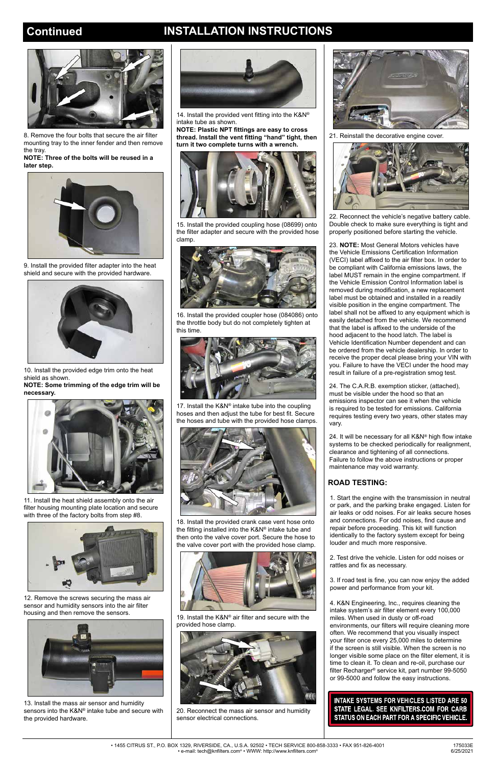## Continued

# INSTALLATION INSTRUCTIONS

8. Remove the four bolts that secure the air filter mounting tray to the inner fender and then remove the tray.
**NOTE: Three of the bolts will be reused in a later step.**

9. Install the provided filter adapter into the heat shield and secure with the provided hardware.

10. Install the provided edge trim onto the heat shield as shown.
**NOTE: Some trimming of the edge trim will be necessary.**

11. Install the heat shield assembly onto the air filter housing mounting plate location and secure with three of the factory bolts from step #8.

12. Remove the screws securing the mass air sensor and humidity sensors into the air filter housing and then remove the sensors.

13. Install the mass air sensor and humidity sensors into the K&N® intake tube and secure with the provided hardware.

14. Install the provided vent fitting into the K&N® intake tube as shown.
**NOTE: Plastic NPT fittings are easy to cross thread. Install the vent fitting "hand" tight, then turn it two complete turns with a wrench.**

15. Install the provided coupling hose (08699) onto the filter adapter and secure with the provided hose clamp.

16. Install the provided coupler hose (084086) onto the throttle body but do not completely tighten at this time.

17. Install the K&N® intake tube into the coupling hoses and then adjust the tube for best fit. Secure the hoses and tube with the provided hose clamps.

18. Install the provided crank case vent hose onto the fitting installed into the K&N® intake tube and then onto the valve cover port. Secure the hose to the valve cover port with the provided hose clamp.

19. Install the K&N® air filter and secure with the provided hose clamp.

20. Reconnect the mass air sensor and humidity sensor electrical connections.

21. Reinstall the decorative engine cover.

22. Reconnect the vehicle's negative battery cable. Double check to make sure everything is tight and properly positioned before starting the vehicle.

23. **NOTE:** Most General Motors vehicles have the Vehicle Emissions Certification Information (VECI) label affixed to the air filter box. In order to be compliant with California emissions laws, the label MUST remain in the engine compartment. If the Vehicle Emission Control Information label is removed during modification, a new replacement label must be obtained and installed in a readily visible position in the engine compartment. The label shall not be affixed to any equipment which is easily detached from the vehicle. We recommend that the label is affixed to the underside of the hood adjacent to the hood latch. The label is Vehicle Identification Number dependent and can be ordered from the vehicle dealership. In order to receive the proper decal please bring your VIN with you. Failure to have the VECI under the hood may result in failure of a pre-registration smog test.

24. The C.A.R.B. exemption sticker, (attached), must be visible under the hood so that an emissions inspector can see it when the vehicle is required to be tested for emissions. California requires testing every two years, other states may vary.

24. It will be necessary for all K&N® high flow intake systems to be checked periodically for realignment, clearance and tightening of all connections. Failure to follow the above instructions or proper maintenance may void warranty.

### ROAD TESTING:

1. Start the engine with the transmission in neutral or park, and the parking brake engaged. Listen for air leaks or odd noises. For air leaks secure hoses and connections. For odd noises, find cause and repair before proceeding. This kit will function identically to the factory system except for being louder and much more responsive.

2. Test drive the vehicle. Listen for odd noises or rattles and fix as necessary.

3. If road test is fine, you can now enjoy the added power and performance from your kit.

4. K&N Engineering, Inc., requires cleaning the intake system's air filter element every 100,000 miles. When used in dusty or off-road environments, our filters will require cleaning more often. We recommend that you visually inspect your filter once every 25,000 miles to determine if the screen is still visible. When the screen is no longer visible some place on the filter element, it is time to clean it. To clean and re-oil, purchase our filter Recharger® service kit, part number 99-5050 or 99-5000 and follow the easy instructions.

**INTAKE SYSTEMS FOR VEHICLES LISTED ARE 50 STATE LEGAL. SEE KNFILTERS.COM FOR CARB STATUS ON EACH PART FOR A SPECIFIC VEHICLE.**

• 1455 CITRUS ST., P.O. BOX 1329, RIVERSIDE, CA., U.S.A. 92502 • TECH SERVICE 800-858-3333 • FAX 951-826-4001
• e-mail: tech@knfilters.com® • WWW: http://www.knfilters.com®

175033E
6/25/2021